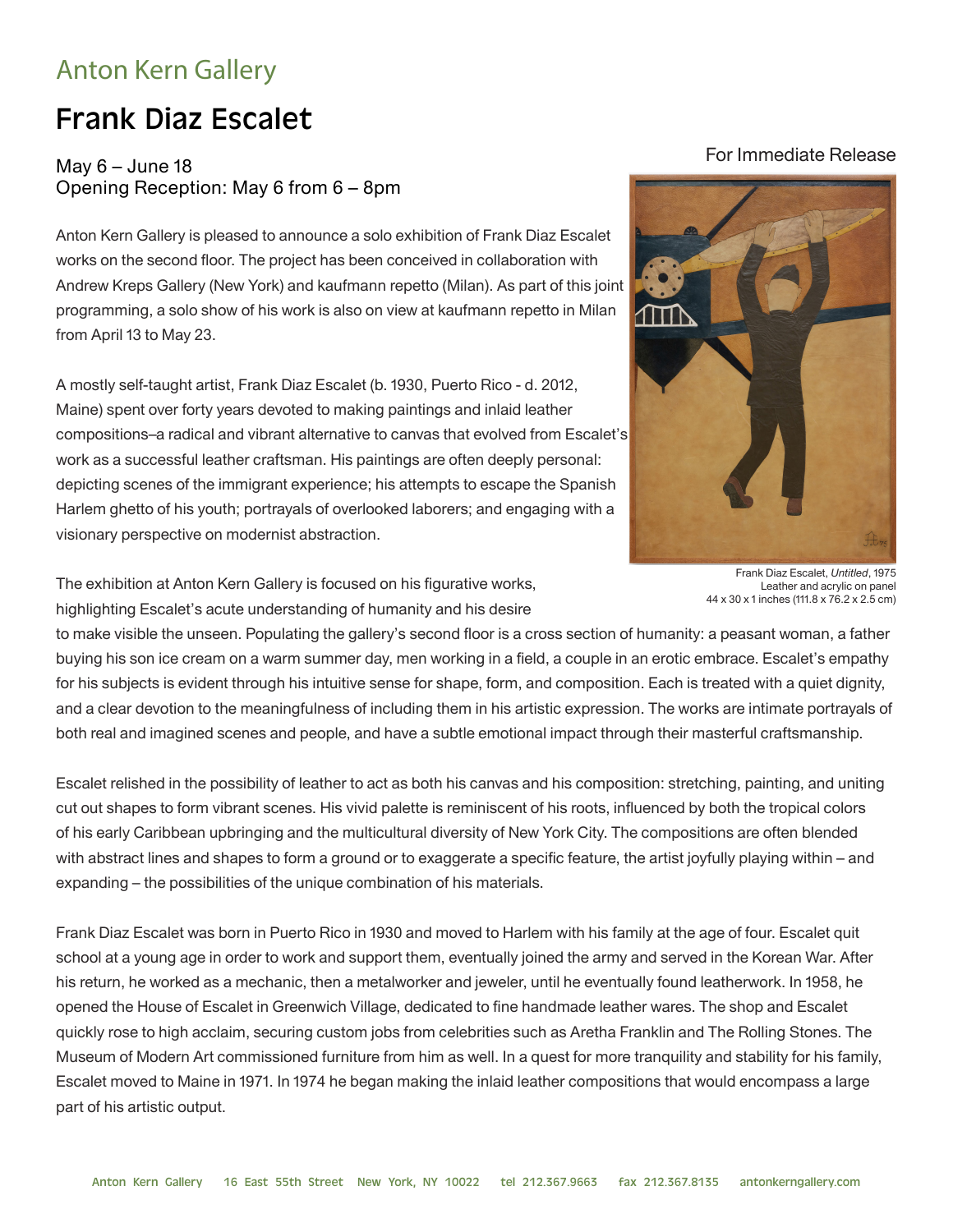Anton Kern Gallery

# Frank Diaz Escalet

For Immediate Release

May 6 – June 18
Opening Reception: May 6 from 6 – 8pm

Anton Kern Gallery is pleased to announce a solo exhibition of Frank Diaz Escalet works on the second floor. The project has been conceived in collaboration with Andrew Kreps Gallery (New York) and kaufmann repetto (Milan). As part of this joint programming, a solo show of his work is also on view at kaufmann repetto in Milan from April 13 to May 23.

A mostly self-taught artist, Frank Diaz Escalet (b. 1930, Puerto Rico - d. 2012, Maine) spent over forty years devoted to making paintings and inlaid leather compositions–a radical and vibrant alternative to canvas that evolved from Escalet's work as a successful leather craftsman. His paintings are often deeply personal: depicting scenes of the immigrant experience; his attempts to escape the Spanish Harlem ghetto of his youth; portrayals of overlooked laborers; and engaging with a visionary perspective on modernist abstraction.

Frank Diaz Escalet, *Untitled*, 1975
Leather and acrylic on panel
44 x 30 x 1 inches (111.8 x 76.2 x 2.5 cm)

The exhibition at Anton Kern Gallery is focused on his figurative works, highlighting Escalet's acute understanding of humanity and his desire to make visible the unseen. Populating the gallery's second floor is a cross section of humanity: a peasant woman, a father buying his son ice cream on a warm summer day, men working in a field, a couple in an erotic embrace. Escalet's empathy for his subjects is evident through his intuitive sense for shape, form, and composition. Each is treated with a quiet dignity, and a clear devotion to the meaningfulness of including them in his artistic expression. The works are intimate portrayals of both real and imagined scenes and people, and have a subtle emotional impact through their masterful craftsmanship.

Escalet relished in the possibility of leather to act as both his canvas and his composition: stretching, painting, and uniting cut out shapes to form vibrant scenes. His vivid palette is reminiscent of his roots, influenced by both the tropical colors of his early Caribbean upbringing and the multicultural diversity of New York City. The compositions are often blended with abstract lines and shapes to form a ground or to exaggerate a specific feature, the artist joyfully playing within – and expanding – the possibilities of the unique combination of his materials.

Frank Diaz Escalet was born in Puerto Rico in 1930 and moved to Harlem with his family at the age of four. Escalet quit school at a young age in order to work and support them, eventually joined the army and served in the Korean War. After his return, he worked as a mechanic, then a metalworker and jeweler, until he eventually found leatherwork. In 1958, he opened the House of Escalet in Greenwich Village, dedicated to fine handmade leather wares. The shop and Escalet quickly rose to high acclaim, securing custom jobs from celebrities such as Aretha Franklin and The Rolling Stones. The Museum of Modern Art commissioned furniture from him as well. In a quest for more tranquility and stability for his family, Escalet moved to Maine in 1971. In 1974 he began making the inlaid leather compositions that would encompass a large part of his artistic output.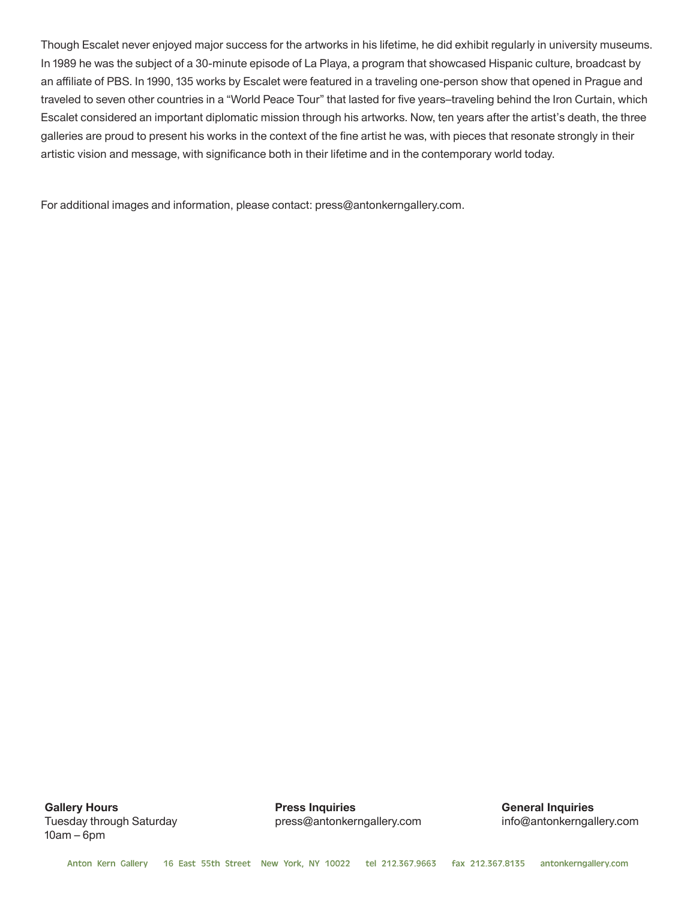Though Escalet never enjoyed major success for the artworks in his lifetime, he did exhibit regularly in university museums. In 1989 he was the subject of a 30-minute episode of La Playa, a program that showcased Hispanic culture, broadcast by an affiliate of PBS. In 1990, 135 works by Escalet were featured in a traveling one-person show that opened in Prague and traveled to seven other countries in a "World Peace Tour" that lasted for five years–traveling behind the Iron Curtain, which Escalet considered an important diplomatic mission through his artworks. Now, ten years after the artist's death, the three galleries are proud to present his works in the context of the fine artist he was, with pieces that resonate strongly in their artistic vision and message, with significance both in their lifetime and in the contemporary world today.

For additional images and information, please contact: press@antonkerngallery.com.

**Gallery Hours**
Tuesday through Saturday
10am – 6pm

**Press Inquiries**
press@antonkerngallery.com

**General Inquiries**
info@antonkerngallery.com

Anton Kern Gallery 16 East 55th Street New York, NY 10022 tel 212.367.9663 fax 212.367.8135 antonkerngallery.com